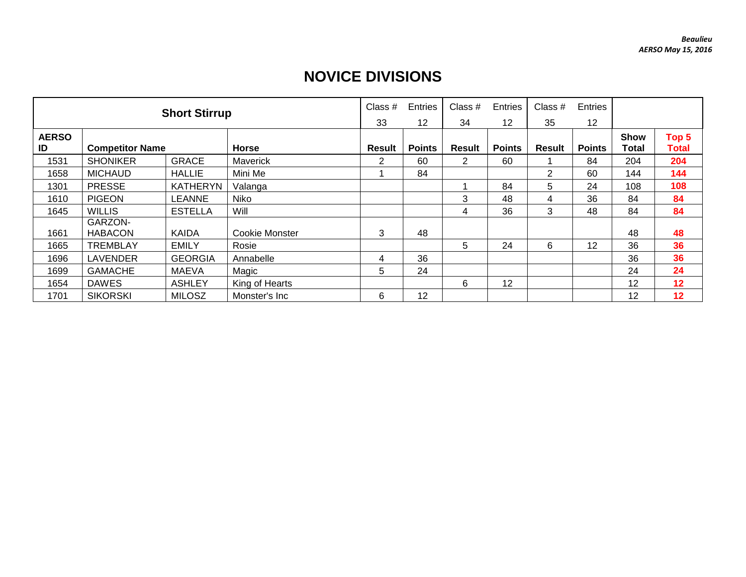Beaulieu
AERSO May 15, 2016

# NOVICE DIVISIONS

| Short Stirrup | | | | Class # 33 | Entries 12 | Class # 34 | Entries 12 | Class # 35 | Entries 12 | | |
|---|---|---|---|---|---|---|---|---|---|---|---|
| **AERSO ID** | **Competitor Name** | | **Horse** | **Result** | **Points** | **Result** | **Points** | **Result** | **Points** | **Show Total** | **Top 5 Total** |
| 1531 | SHONIKER | GRACE | Maverick | 2 | 60 | 2 | 60 | 1 | 84 | 204 | **204** |
| 1658 | MICHAUD | HALLIE | Mini Me | 1 | 84 | | | 2 | 60 | 144 | **144** |
| 1301 | PRESSE | KATHERYN | Valanga | | | 1 | 84 | 5 | 24 | 108 | **108** |
| 1610 | PIGEON | LEANNE | Niko | | | 3 | 48 | 4 | 36 | 84 | **84** |
| 1645 | WILLIS | ESTELLA | Will | | | 4 | 36 | 3 | 48 | 84 | **84** |
| 1661 | GARZON-HABACON | KAIDA | Cookie Monster | 3 | 48 | | | | | 48 | **48** |
| 1665 | TREMBLAY | EMILY | Rosie | | | 5 | 24 | 6 | 12 | 36 | **36** |
| 1696 | LAVENDER | GEORGIA | Annabelle | 4 | 36 | | | | | 36 | **36** |
| 1699 | GAMACHE | MAEVA | Magic | 5 | 24 | | | | | 24 | **24** |
| 1654 | DAWES | ASHLEY | King of Hearts | | | 6 | 12 | | | 12 | **12** |
| 1701 | SIKORSKI | MILOSZ | Monster's Inc | 6 | 12 | | | | | 12 | **12** |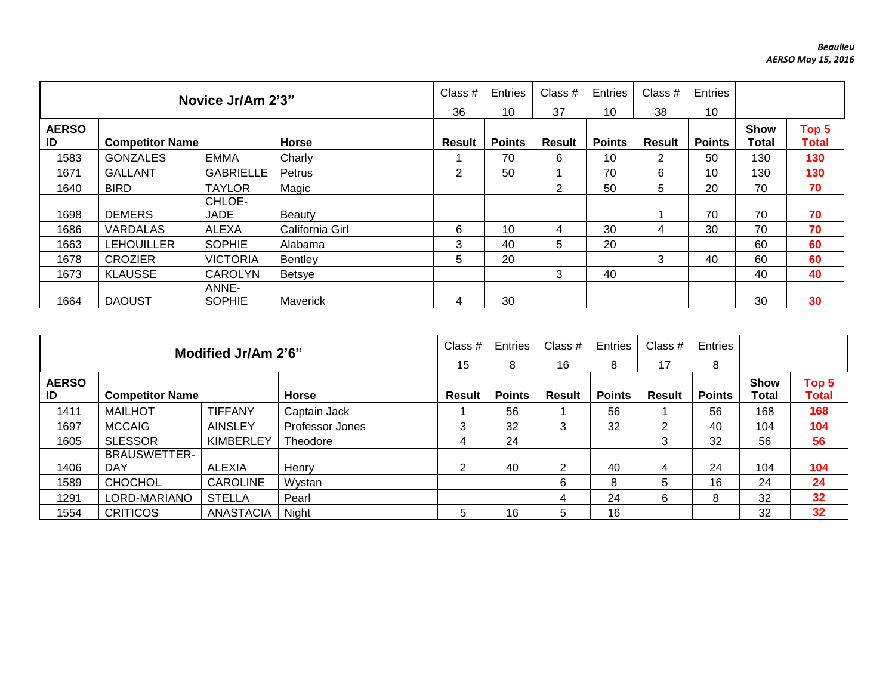| Novice Jr/Am 2'3" | | | | Class # 36 | Entries 10 | Class # 37 | Entries 10 | Class # 38 | Entries 10 | | |
|---|---|---|---|---|---|---|---|---|---|---|---|
| AERSO ID | Competitor Name | | Horse | Result | Points | Result | Points | Result | Points | Show Total | Top 5 Total |
| 1583 | GONZALES | EMMA | Charly | 1 | 70 | 6 | 10 | 2 | 50 | 130 | 130 |
| 1671 | GALLANT | GABRIELLE | Petrus | 2 | 50 | 1 | 70 | 6 | 10 | 130 | 130 |
| 1640 | BIRD | TAYLOR | Magic | | | 2 | 50 | 5 | 20 | 70 | 70 |
| 1698 | DEMERS | CHLOE-JADE | Beauty | | | | | 1 | 70 | 70 | 70 |
| 1686 | VARDALAS | ALEXA | California Girl | 6 | 10 | 4 | 30 | 4 | 30 | 70 | 70 |
| 1663 | LEHOUILLER | SOPHIE | Alabama | 3 | 40 | 5 | 20 | | | 60 | 60 |
| 1678 | CROZIER | VICTORIA | Bentley | 5 | 20 | | | 3 | 40 | 60 | 60 |
| 1673 | KLAUSSE | CAROLYN | Betsye | | | 3 | 40 | | | 40 | 40 |
| 1664 | DAOUST | ANNE-SOPHIE | Maverick | 4 | 30 | | | | | 30 | 30 |

| Modified Jr/Am 2'6" | | | | Class # 15 | Entries 8 | Class # 16 | Entries 8 | Class # 17 | Entries 8 | | |
|---|---|---|---|---|---|---|---|---|---|---|---|
| AERSO ID | Competitor Name | | Horse | Result | Points | Result | Points | Result | Points | Show Total | Top 5 Total |
| 1411 | MAILHOT | TIFFANY | Captain Jack | 1 | 56 | 1 | 56 | 1 | 56 | 168 | 168 |
| 1697 | MCCAIG | AINSLEY | Professor Jones | 3 | 32 | 3 | 32 | 2 | 40 | 104 | 104 |
| 1605 | SLESSOR | KIMBERLEY | Theodore | 4 | 24 | | | 3 | 32 | 56 | 56 |
| 1406 | BRAUSWETTER-DAY | ALEXIA | Henry | 2 | 40 | 2 | 40 | 4 | 24 | 104 | 104 |
| 1589 | CHOCHOL | CAROLINE | Wystan | | | 6 | 8 | 5 | 16 | 24 | 24 |
| 1291 | LORD-MARIANO | STELLA | Pearl | | | 4 | 24 | 6 | 8 | 32 | 32 |
| 1554 | CRITICOS | ANASTACIA | Night | 5 | 16 | 5 | 16 | | | 32 | 32 |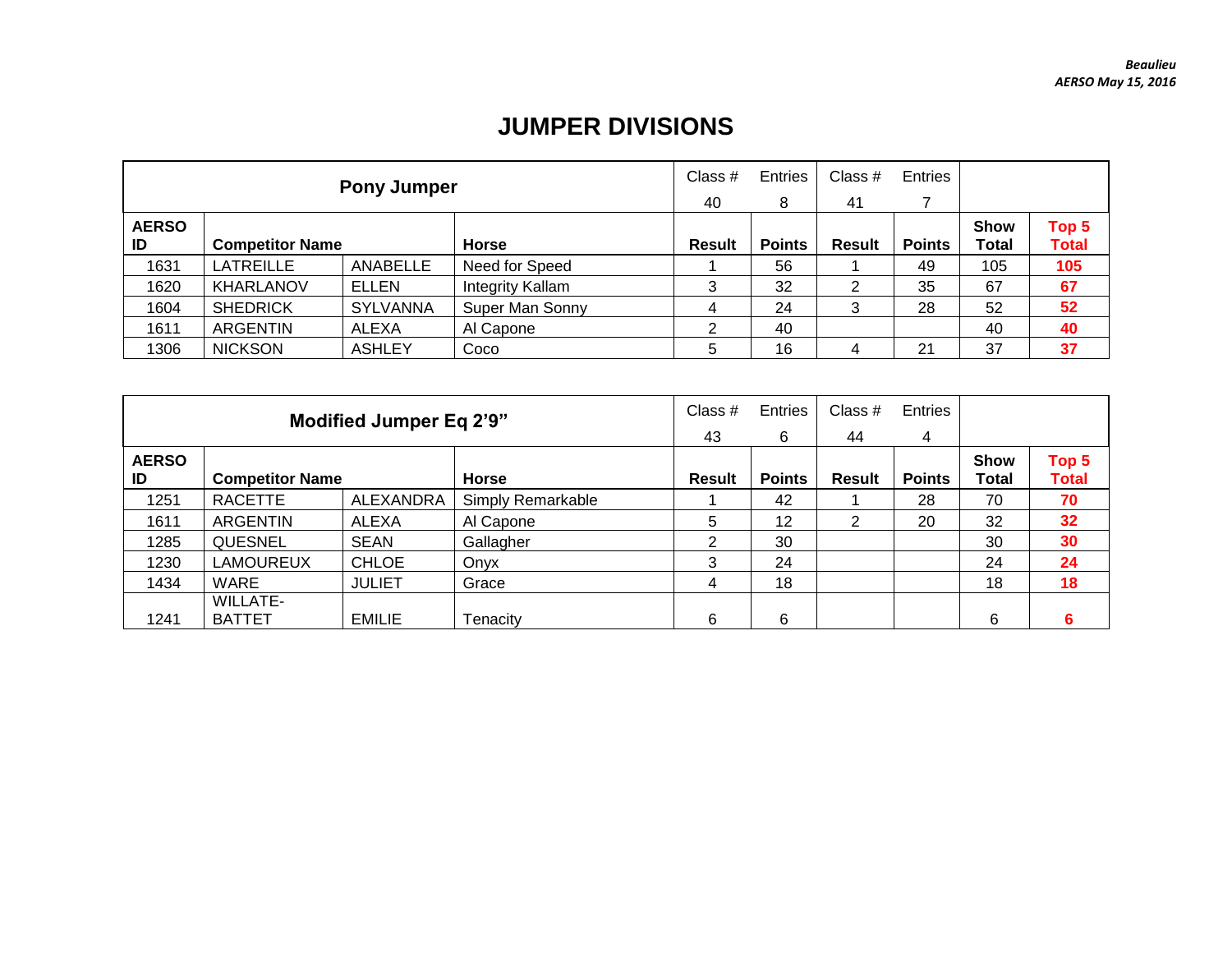# JUMPER DIVISIONS

| Pony Jumper | | | | Class # 40 | Entries 8 | Class # 41 | Entries 7 | | |
|---|---|---|---|---|---|---|---|---|---|
| **AERSO ID** | **Competitor Name** | | **Horse** | **Result** | **Points** | **Result** | **Points** | **Show Total** | **Top 5 Total** |
| 1631 | LATREILLE | ANABELLE | Need for Speed | 1 | 56 | 1 | 49 | 105 | **105** |
| 1620 | KHARLANOV | ELLEN | Integrity Kallam | 3 | 32 | 2 | 35 | 67 | **67** |
| 1604 | SHEDRICK | SYLVANNA | Super Man Sonny | 4 | 24 | 3 | 28 | 52 | **52** |
| 1611 | ARGENTIN | ALEXA | Al Capone | 2 | 40 | | | 40 | **40** |
| 1306 | NICKSON | ASHLEY | Coco | 5 | 16 | 4 | 21 | 37 | **37** |

| Modified Jumper Eq 2'9" | | | | Class # 43 | Entries 6 | Class # 44 | Entries 4 | | |
|---|---|---|---|---|---|---|---|---|---|
| **AERSO ID** | **Competitor Name** | | **Horse** | **Result** | **Points** | **Result** | **Points** | **Show Total** | **Top 5 Total** |
| 1251 | RACETTE | ALEXANDRA | Simply Remarkable | 1 | 42 | 1 | 28 | 70 | **70** |
| 1611 | ARGENTIN | ALEXA | Al Capone | 5 | 12 | 2 | 20 | 32 | **32** |
| 1285 | QUESNEL | SEAN | Gallagher | 2 | 30 | | | 30 | **30** |
| 1230 | LAMOUREUX | CHLOE | Onyx | 3 | 24 | | | 24 | **24** |
| 1434 | WARE | JULIET | Grace | 4 | 18 | | | 18 | **18** |
| 1241 | WILLATE-BATTET | EMILIE | Tenacity | 6 | 6 | | | 6 | **6** |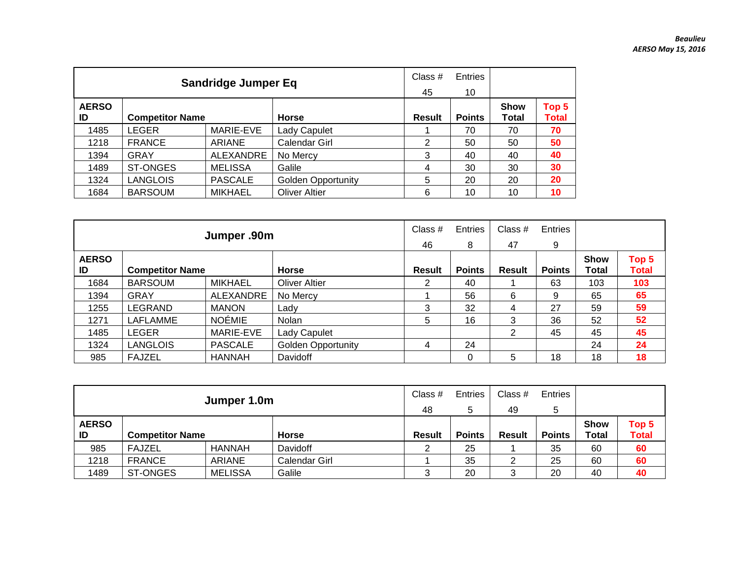*Beaulieu*
*AERSO May 15, 2016*

| Sandridge Jumper Eq | | | | Class # 45 | Entries 10 | | |
|---|---|---|---|---|---|---|---|
| **AERSO ID** | **Competitor Name** | | **Horse** | **Result** | **Points** | **Show Total** | **Top 5 Total** |
| 1485 | LEGER | MARIE-EVE | Lady Capulet | 1 | 70 | 70 | **70** |
| 1218 | FRANCE | ARIANE | Calendar Girl | 2 | 50 | 50 | **50** |
| 1394 | GRAY | ALEXANDRE | No Mercy | 3 | 40 | 40 | **40** |
| 1489 | ST-ONGES | MELISSA | Galile | 4 | 30 | 30 | **30** |
| 1324 | LANGLOIS | PASCALE | Golden Opportunity | 5 | 20 | 20 | **20** |
| 1684 | BARSOUM | MIKHAEL | Oliver Altier | 6 | 10 | 10 | **10** |

| Jumper .90m | | | | Class # 46 | Entries 8 | Class # 47 | Entries 9 | | |
|---|---|---|---|---|---|---|---|---|---|
| **AERSO ID** | **Competitor Name** | | **Horse** | **Result** | **Points** | **Result** | **Points** | **Show Total** | **Top 5 Total** |
| 1684 | BARSOUM | MIKHAEL | Oliver Altier | 2 | 40 | 1 | 63 | 103 | **103** |
| 1394 | GRAY | ALEXANDRE | No Mercy | 1 | 56 | 6 | 9 | 65 | **65** |
| 1255 | LEGRAND | MANON | Lady | 3 | 32 | 4 | 27 | 59 | **59** |
| 1271 | LAFLAMME | NOÉMIE | Nolan | 5 | 16 | 3 | 36 | 52 | **52** |
| 1485 | LEGER | MARIE-EVE | Lady Capulet | | | 2 | 45 | 45 | **45** |
| 1324 | LANGLOIS | PASCALE | Golden Opportunity | 4 | 24 | | | 24 | **24** |
| 985 | FAJZEL | HANNAH | Davidoff | | 0 | 5 | 18 | 18 | **18** |

| Jumper 1.0m | | | | Class # 48 | Entries 5 | Class # 49 | Entries 5 | | |
|---|---|---|---|---|---|---|---|---|---|
| **AERSO ID** | **Competitor Name** | | **Horse** | **Result** | **Points** | **Result** | **Points** | **Show Total** | **Top 5 Total** |
| 985 | FAJZEL | HANNAH | Davidoff | 2 | 25 | 1 | 35 | 60 | **60** |
| 1218 | FRANCE | ARIANE | Calendar Girl | 1 | 35 | 2 | 25 | 60 | **60** |
| 1489 | ST-ONGES | MELISSA | Galile | 3 | 20 | 3 | 20 | 40 | **40** |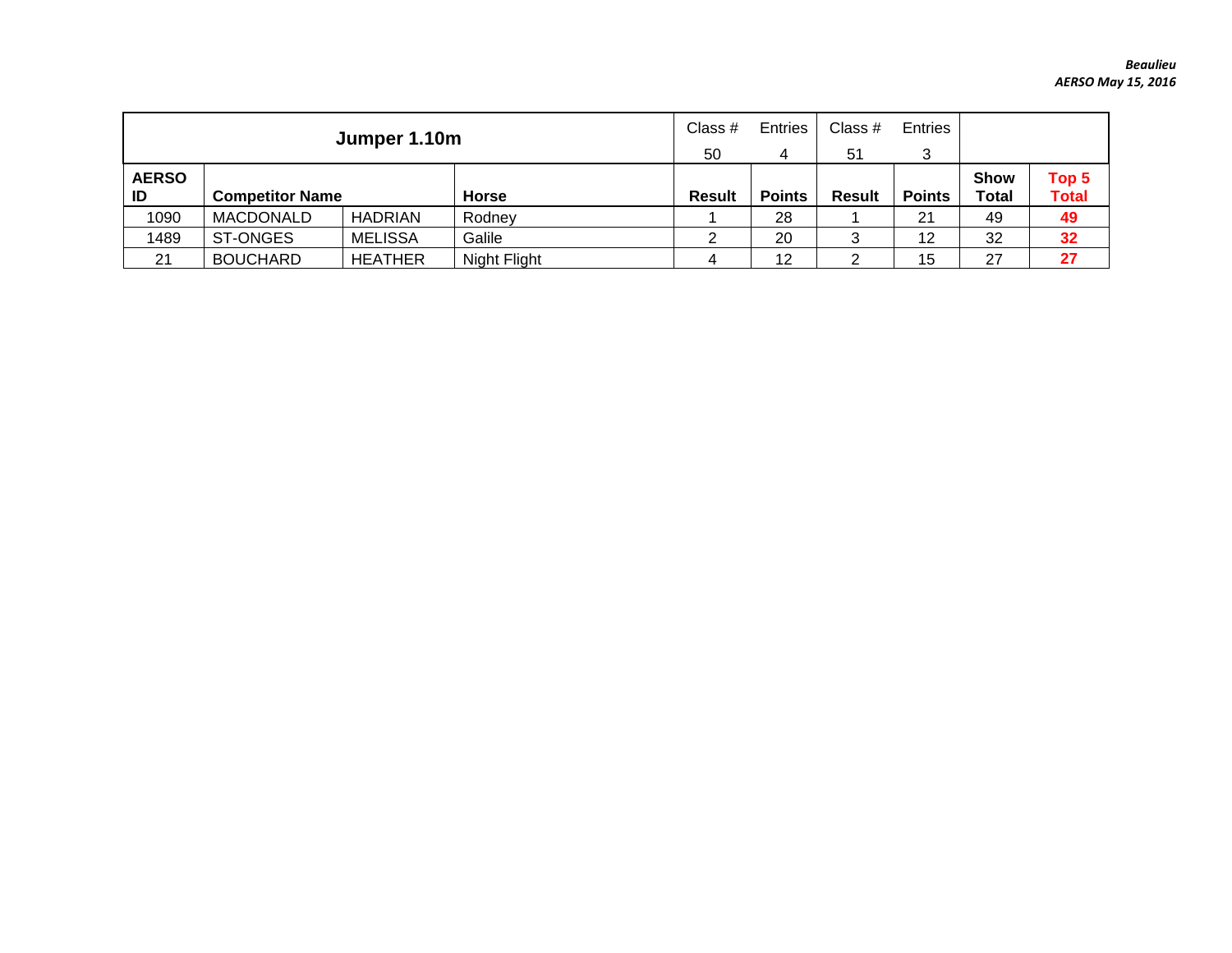| Jumper 1.10m | | | | Class # 50 | Entries 4 | Class # 51 | Entries 3 | | |
|---|---|---|---|---|---|---|---|---|---|
| **AERSO ID** | **Competitor Name** | | **Horse** | **Result** | **Points** | **Result** | **Points** | **Show Total** | **Top 5 Total** |
| 1090 | MACDONALD | HADRIAN | Rodney | 1 | 28 | 1 | 21 | 49 | **49** |
| 1489 | ST-ONGES | MELISSA | Galile | 2 | 20 | 3 | 12 | 32 | **32** |
| 21 | BOUCHARD | HEATHER | Night Flight | 4 | 12 | 2 | 15 | 27 | **27** |